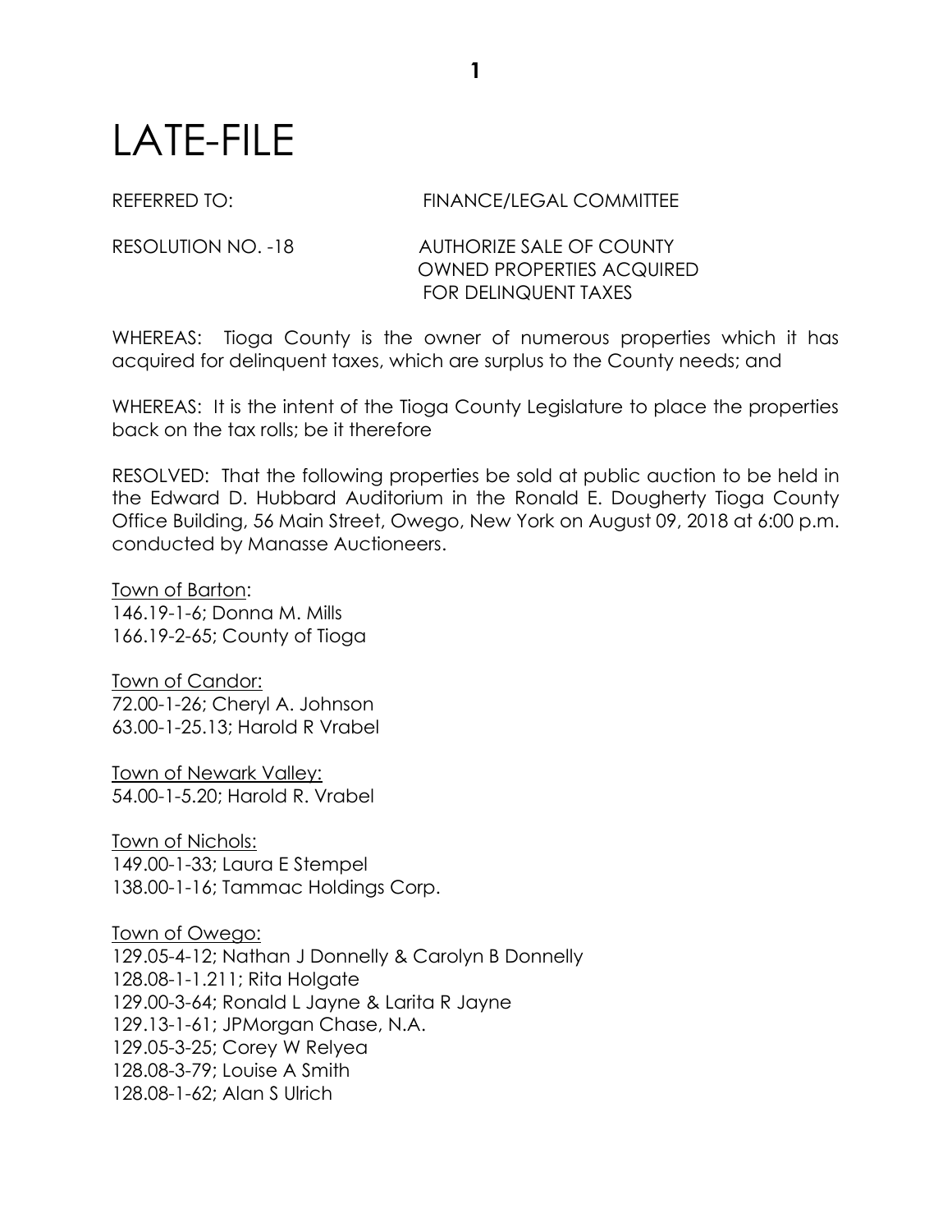# LATE-FILE

REFERRED TO: FINANCE/LEGAL COMMITTEE

RESOLUTION NO. -18 AUTHORIZE SALE OF COUNTY OWNED PROPERTIES ACQUIRED FOR DELINQUENT TAXES

WHEREAS: Tioga County is the owner of numerous properties which it has acquired for delinquent taxes, which are surplus to the County needs; and

WHEREAS: It is the intent of the Tioga County Legislature to place the properties back on the tax rolls; be it therefore

RESOLVED: That the following properties be sold at public auction to be held in the Edward D. Hubbard Auditorium in the Ronald E. Dougherty Tioga County Office Building, 56 Main Street, Owego, New York on August 09, 2018 at 6:00 p.m. conducted by Manasse Auctioneers.

<u>Town of Barton</u>:
146.19-1-6; Donna M. Mills
166.19-2-65; County of Tioga

<u>Town of Candor:</u>
72.00-1-26; Cheryl A. Johnson
63.00-1-25.13; Harold R Vrabel

<u>Town of Newark Valley:</u>
54.00-1-5.20; Harold R. Vrabel

<u>Town of Nichols:</u>
149.00-1-33; Laura E Stempel
138.00-1-16; Tammac Holdings Corp.

<u>Town of Owego:</u>
129.05-4-12; Nathan J Donnelly & Carolyn B Donnelly
128.08-1-1.211; Rita Holgate
129.00-3-64; Ronald L Jayne & Larita R Jayne
129.13-1-61; JPMorgan Chase, N.A.
129.05-3-25; Corey W Relyea
128.08-3-79; Louise A Smith
128.08-1-62; Alan S Ulrich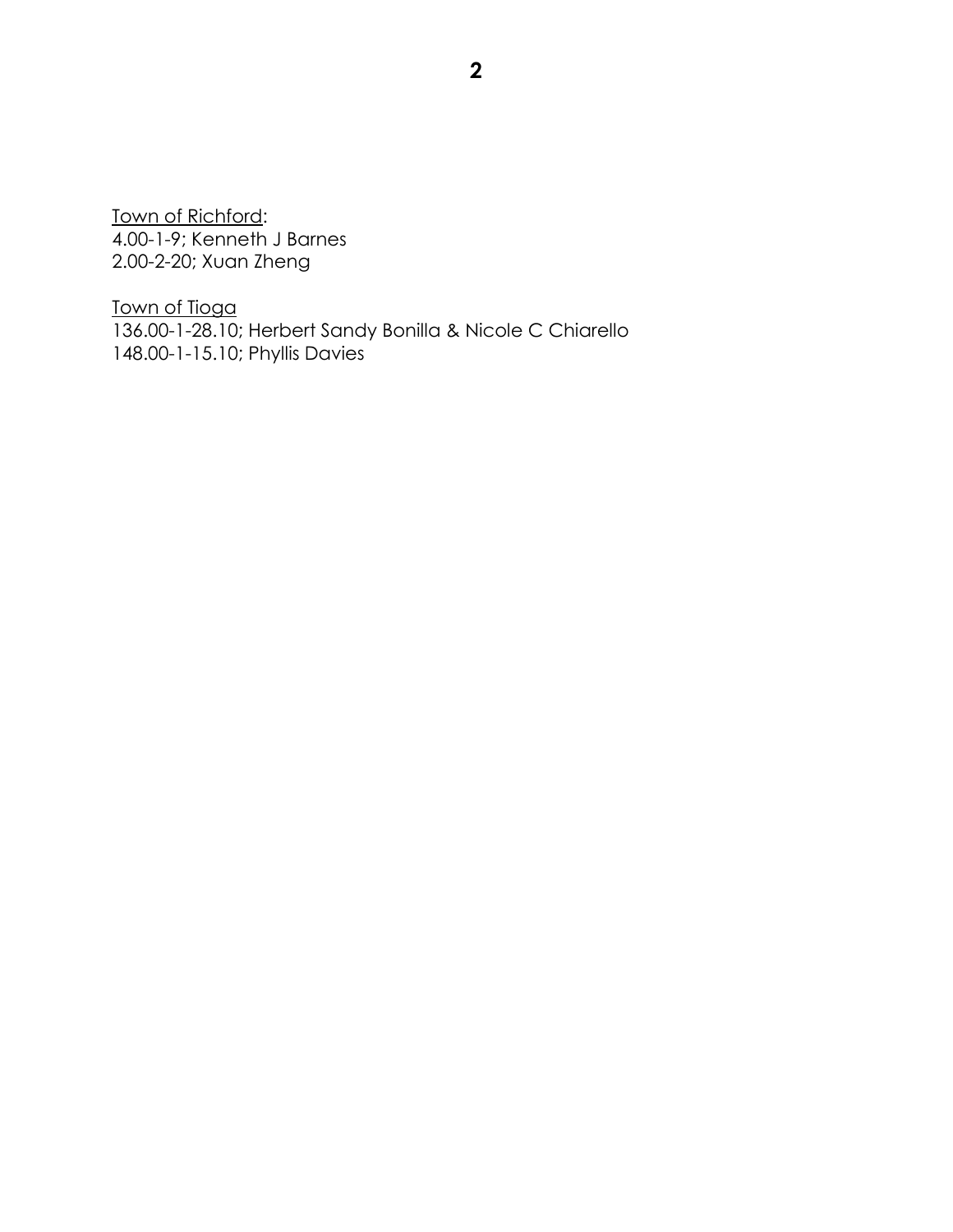<u>Town of Richford</u>:
4.00-1-9; Kenneth J Barnes
2.00-2-20; Xuan Zheng

<u>Town of Tioga</u>
136.00-1-28.10; Herbert Sandy Bonilla & Nicole C Chiarello
148.00-1-15.10; Phyllis Davies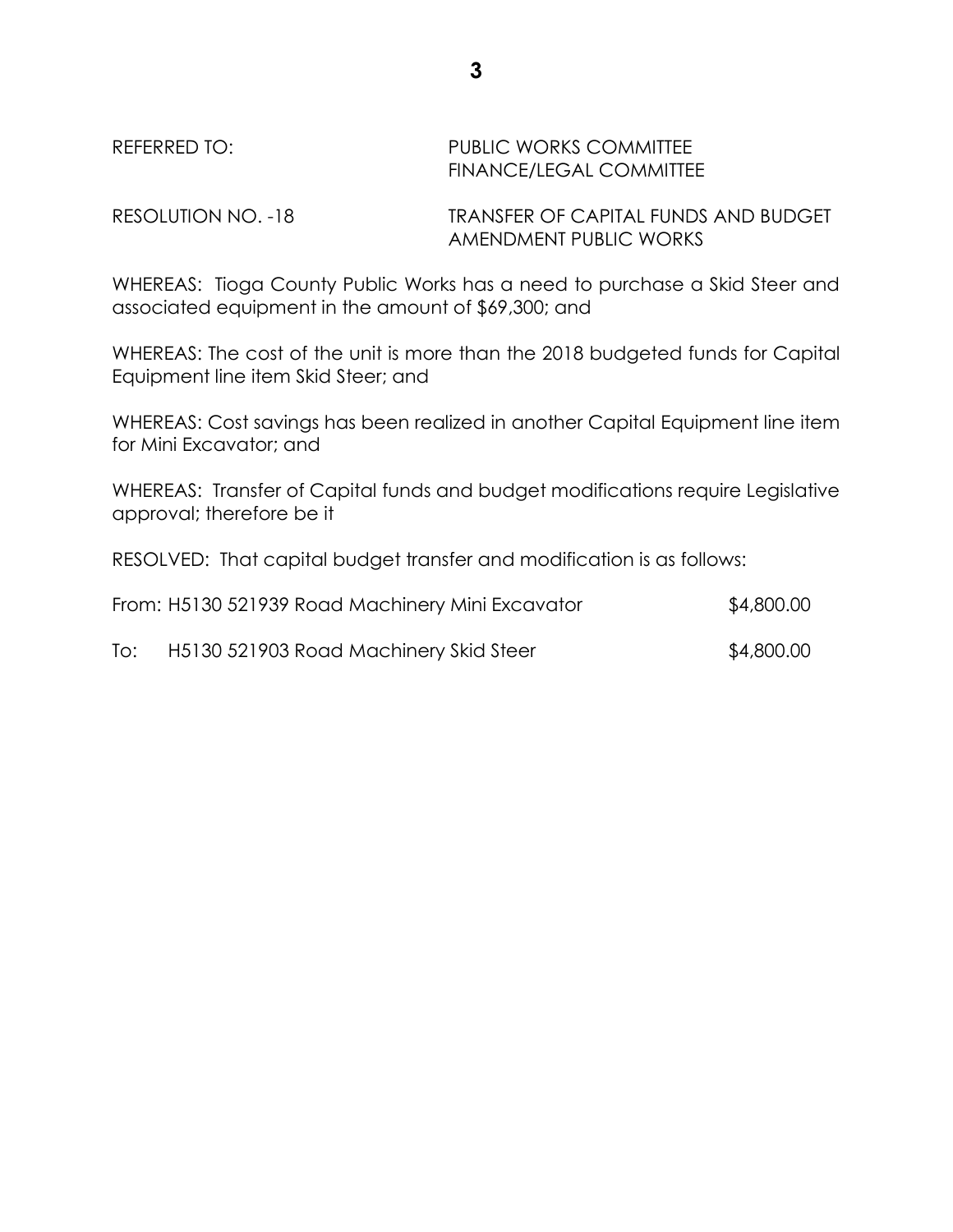REFERRED TO: PUBLIC WORKS COMMITTEE
FINANCE/LEGAL COMMITTEE

RESOLUTION NO. -18 TRANSFER OF CAPITAL FUNDS AND BUDGET AMENDMENT PUBLIC WORKS

WHEREAS: Tioga County Public Works has a need to purchase a Skid Steer and associated equipment in the amount of $69,300; and

WHEREAS: The cost of the unit is more than the 2018 budgeted funds for Capital Equipment line item Skid Steer; and

WHEREAS: Cost savings has been realized in another Capital Equipment line item for Mini Excavator; and

WHEREAS: Transfer of Capital funds and budget modifications require Legislative approval; therefore be it

RESOLVED: That capital budget transfer and modification is as follows:

| | | |
|---|---|---|
| From: | H5130 521939 Road Machinery Mini Excavator | $4,800.00 |
| To: | H5130 521903 Road Machinery Skid Steer | $4,800.00 |